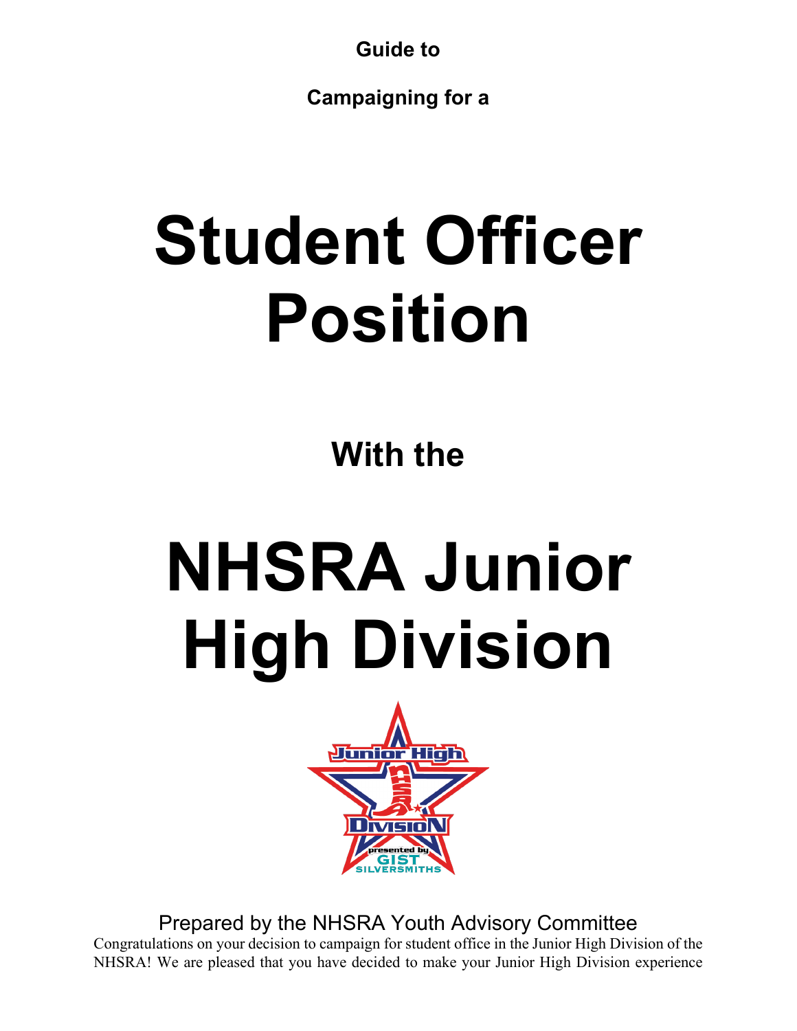**Guide to**

**Campaigning for a**

# Student Officer Position

**With the**

# NHSRA Junior High Division

Prepared by the NHSRA Youth Advisory Committee

Congratulations on your decision to campaign for student office in the Junior High Division of the NHSRA! We are pleased that you have decided to make your Junior High Division experience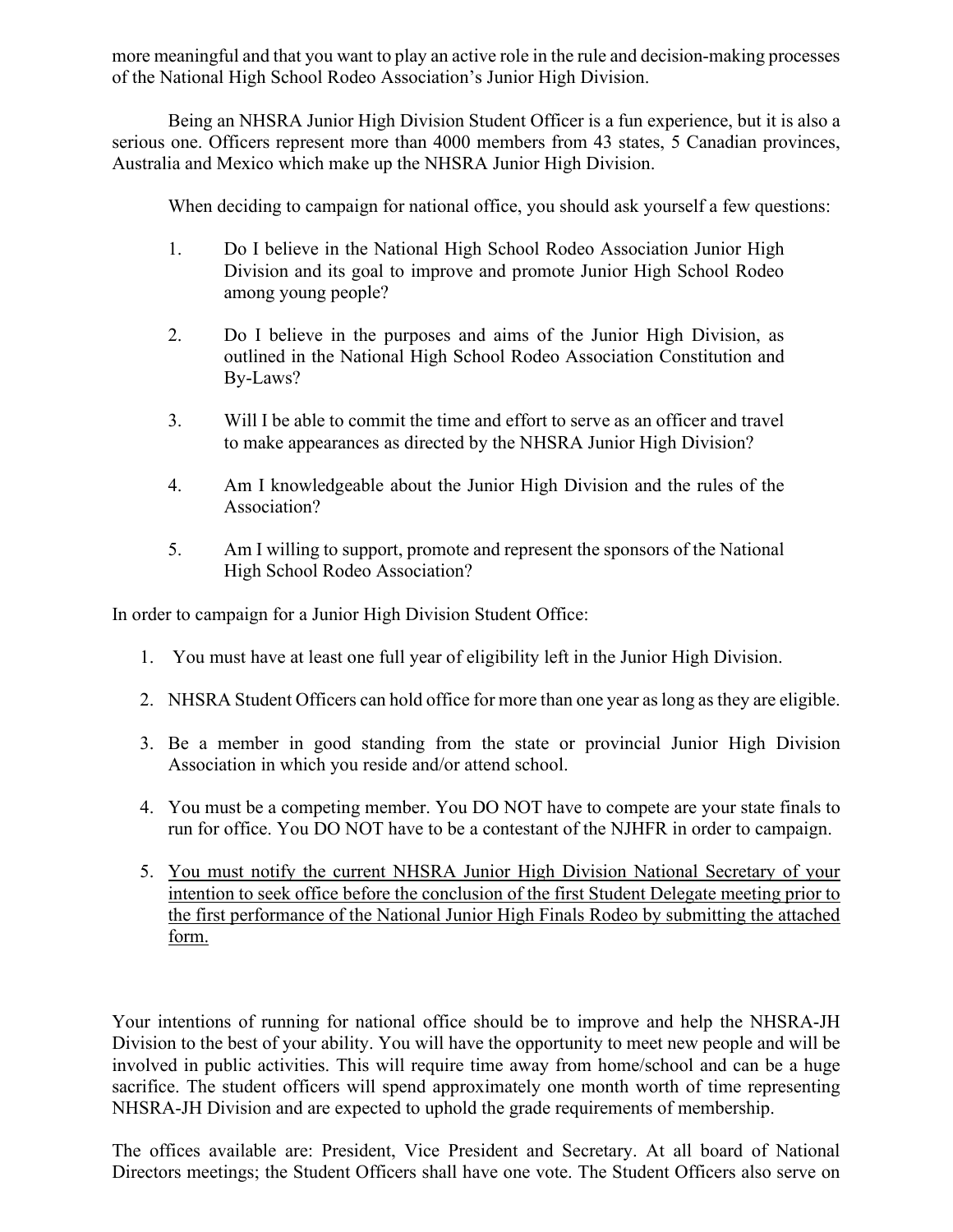more meaningful and that you want to play an active role in the rule and decision-making processes of the National High School Rodeo Association's Junior High Division.

Being an NHSRA Junior High Division Student Officer is a fun experience, but it is also a serious one. Officers represent more than 4000 members from 43 states, 5 Canadian provinces, Australia and Mexico which make up the NHSRA Junior High Division.

When deciding to campaign for national office, you should ask yourself a few questions:

1. Do I believe in the National High School Rodeo Association Junior High Division and its goal to improve and promote Junior High School Rodeo among young people?

2. Do I believe in the purposes and aims of the Junior High Division, as outlined in the National High School Rodeo Association Constitution and By-Laws?

3. Will I be able to commit the time and effort to serve as an officer and travel to make appearances as directed by the NHSRA Junior High Division?

4. Am I knowledgeable about the Junior High Division and the rules of the Association?

5. Am I willing to support, promote and represent the sponsors of the National High School Rodeo Association?

In order to campaign for a Junior High Division Student Office:

1. You must have at least one full year of eligibility left in the Junior High Division.
2. NHSRA Student Officers can hold office for more than one year as long as they are eligible.
3. Be a member in good standing from the state or provincial Junior High Division Association in which you reside and/or attend school.
4. You must be a competing member. You DO NOT have to compete are your state finals to run for office. You DO NOT have to be a contestant of the NJHFR in order to campaign.
5. <u>You must notify the current NHSRA Junior High Division National Secretary of your intention to seek office before the conclusion of the first Student Delegate meeting prior to the first performance of the National Junior High Finals Rodeo by submitting the attached form.</u>

Your intentions of running for national office should be to improve and help the NHSRA-JH Division to the best of your ability. You will have the opportunity to meet new people and will be involved in public activities. This will require time away from home/school and can be a huge sacrifice. The student officers will spend approximately one month worth of time representing NHSRA-JH Division and are expected to uphold the grade requirements of membership.

The offices available are: President, Vice President and Secretary. At all board of National Directors meetings; the Student Officers shall have one vote. The Student Officers also serve on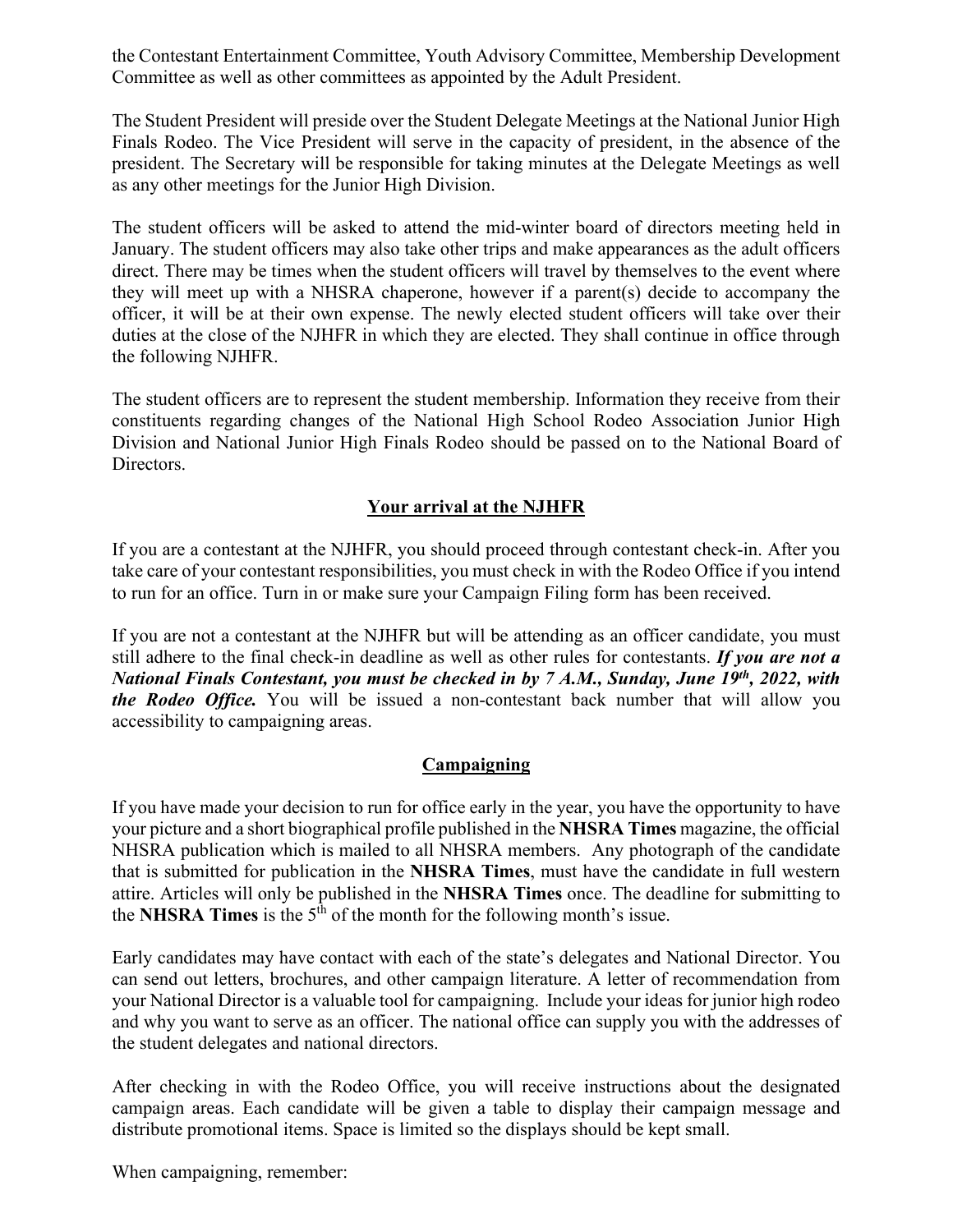the Contestant Entertainment Committee, Youth Advisory Committee, Membership Development Committee as well as other committees as appointed by the Adult President.

The Student President will preside over the Student Delegate Meetings at the National Junior High Finals Rodeo. The Vice President will serve in the capacity of president, in the absence of the president. The Secretary will be responsible for taking minutes at the Delegate Meetings as well as any other meetings for the Junior High Division.

The student officers will be asked to attend the mid-winter board of directors meeting held in January. The student officers may also take other trips and make appearances as the adult officers direct. There may be times when the student officers will travel by themselves to the event where they will meet up with a NHSRA chaperone, however if a parent(s) decide to accompany the officer, it will be at their own expense. The newly elected student officers will take over their duties at the close of the NJHFR in which they are elected. They shall continue in office through the following NJHFR.

The student officers are to represent the student membership. Information they receive from their constituents regarding changes of the National High School Rodeo Association Junior High Division and National Junior High Finals Rodeo should be passed on to the National Board of Directors.

## Your arrival at the NJHFR

If you are a contestant at the NJHFR, you should proceed through contestant check-in. After you take care of your contestant responsibilities, you must check in with the Rodeo Office if you intend to run for an office. Turn in or make sure your Campaign Filing form has been received.

If you are not a contestant at the NJHFR but will be attending as an officer candidate, you must still adhere to the final check-in deadline as well as other rules for contestants. ***If you are not a National Finals Contestant, you must be checked in by 7 A.M., Sunday, June 19th, 2022, with the Rodeo Office.*** You will be issued a non-contestant back number that will allow you accessibility to campaigning areas.

## Campaigning

If you have made your decision to run for office early in the year, you have the opportunity to have your picture and a short biographical profile published in the **NHSRA Times** magazine, the official NHSRA publication which is mailed to all NHSRA members. Any photograph of the candidate that is submitted for publication in the **NHSRA Times**, must have the candidate in full western attire. Articles will only be published in the **NHSRA Times** once. The deadline for submitting to the **NHSRA Times** is the 5th of the month for the following month's issue.

Early candidates may have contact with each of the state's delegates and National Director. You can send out letters, brochures, and other campaign literature. A letter of recommendation from your National Director is a valuable tool for campaigning. Include your ideas for junior high rodeo and why you want to serve as an officer. The national office can supply you with the addresses of the student delegates and national directors.

After checking in with the Rodeo Office, you will receive instructions about the designated campaign areas. Each candidate will be given a table to display their campaign message and distribute promotional items. Space is limited so the displays should be kept small.

When campaigning, remember: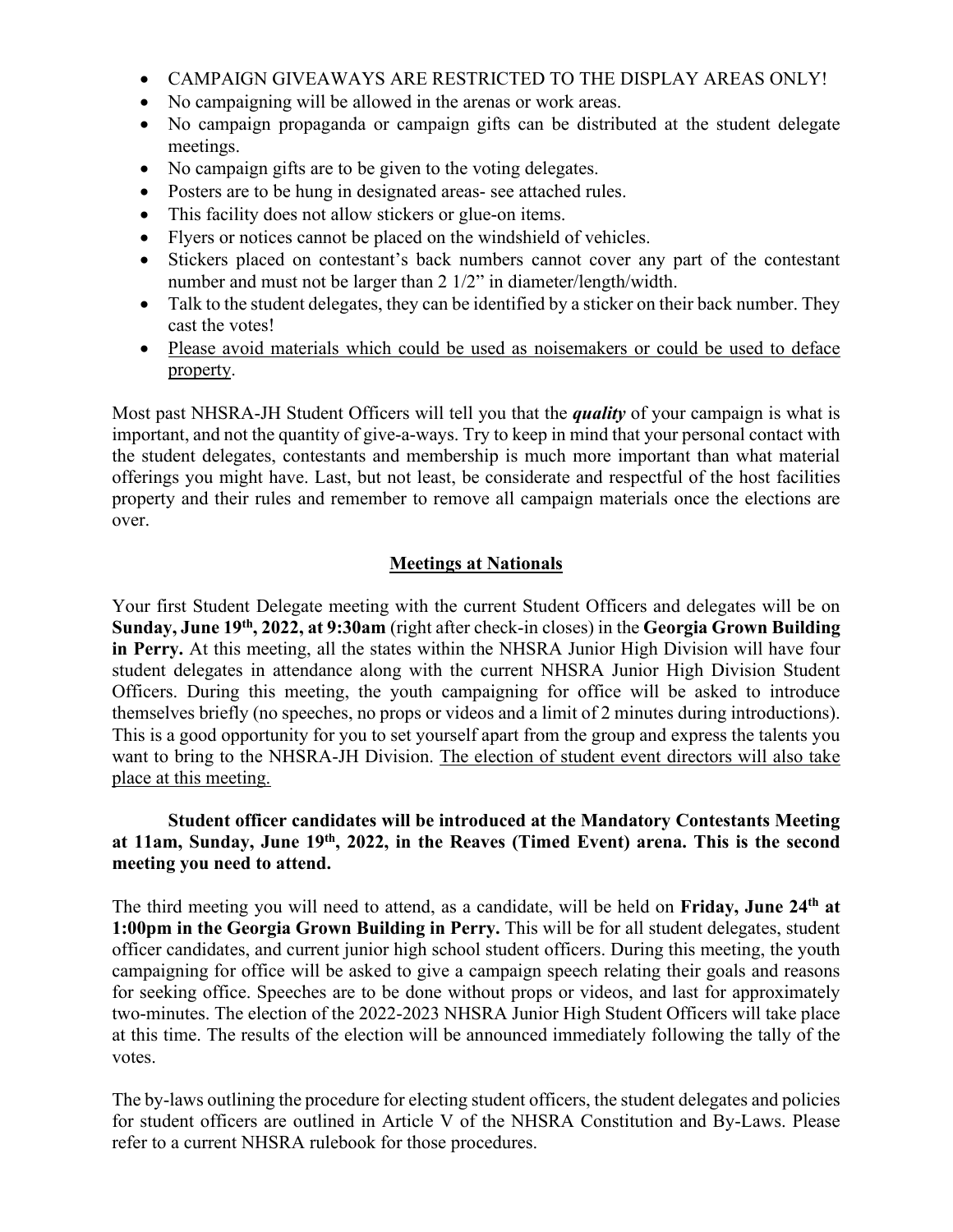- CAMPAIGN GIVEAWAYS ARE RESTRICTED TO THE DISPLAY AREAS ONLY!
- No campaigning will be allowed in the arenas or work areas.
- No campaign propaganda or campaign gifts can be distributed at the student delegate meetings.
- No campaign gifts are to be given to the voting delegates.
- Posters are to be hung in designated areas- see attached rules.
- This facility does not allow stickers or glue-on items.
- Flyers or notices cannot be placed on the windshield of vehicles.
- Stickers placed on contestant's back numbers cannot cover any part of the contestant number and must not be larger than 2 1/2" in diameter/length/width.
- Talk to the student delegates, they can be identified by a sticker on their back number. They cast the votes!
- <u>Please avoid materials which could be used as noisemakers or could be used to deface property</u>.

Most past NHSRA-JH Student Officers will tell you that the ***quality*** of your campaign is what is important, and not the quantity of give-a-ways. Try to keep in mind that your personal contact with the student delegates, contestants and membership is much more important than what material offerings you might have. Last, but not least, be considerate and respectful of the host facilities property and their rules and remember to remove all campaign materials once the elections are over.

## <u>Meetings at Nationals</u>

Your first Student Delegate meeting with the current Student Officers and delegates will be on **Sunday, June 19th, 2022, at 9:30am** (right after check-in closes) in the **Georgia Grown Building in Perry.** At this meeting, all the states within the NHSRA Junior High Division will have four student delegates in attendance along with the current NHSRA Junior High Division Student Officers. During this meeting, the youth campaigning for office will be asked to introduce themselves briefly (no speeches, no props or videos and a limit of 2 minutes during introductions). This is a good opportunity for you to set yourself apart from the group and express the talents you want to bring to the NHSRA-JH Division. <u>The election of student event directors will also take place at this meeting.</u>

**Student officer candidates will be introduced at the Mandatory Contestants Meeting at 11am, Sunday, June 19th, 2022, in the Reaves (Timed Event) arena. This is the second meeting you need to attend.**

The third meeting you will need to attend, as a candidate, will be held on **Friday, June 24th at 1:00pm in the Georgia Grown Building in Perry.** This will be for all student delegates, student officer candidates, and current junior high school student officers. During this meeting, the youth campaigning for office will be asked to give a campaign speech relating their goals and reasons for seeking office. Speeches are to be done without props or videos, and last for approximately two-minutes. The election of the 2022-2023 NHSRA Junior High Student Officers will take place at this time. The results of the election will be announced immediately following the tally of the votes.

The by-laws outlining the procedure for electing student officers, the student delegates and policies for student officers are outlined in Article V of the NHSRA Constitution and By-Laws. Please refer to a current NHSRA rulebook for those procedures.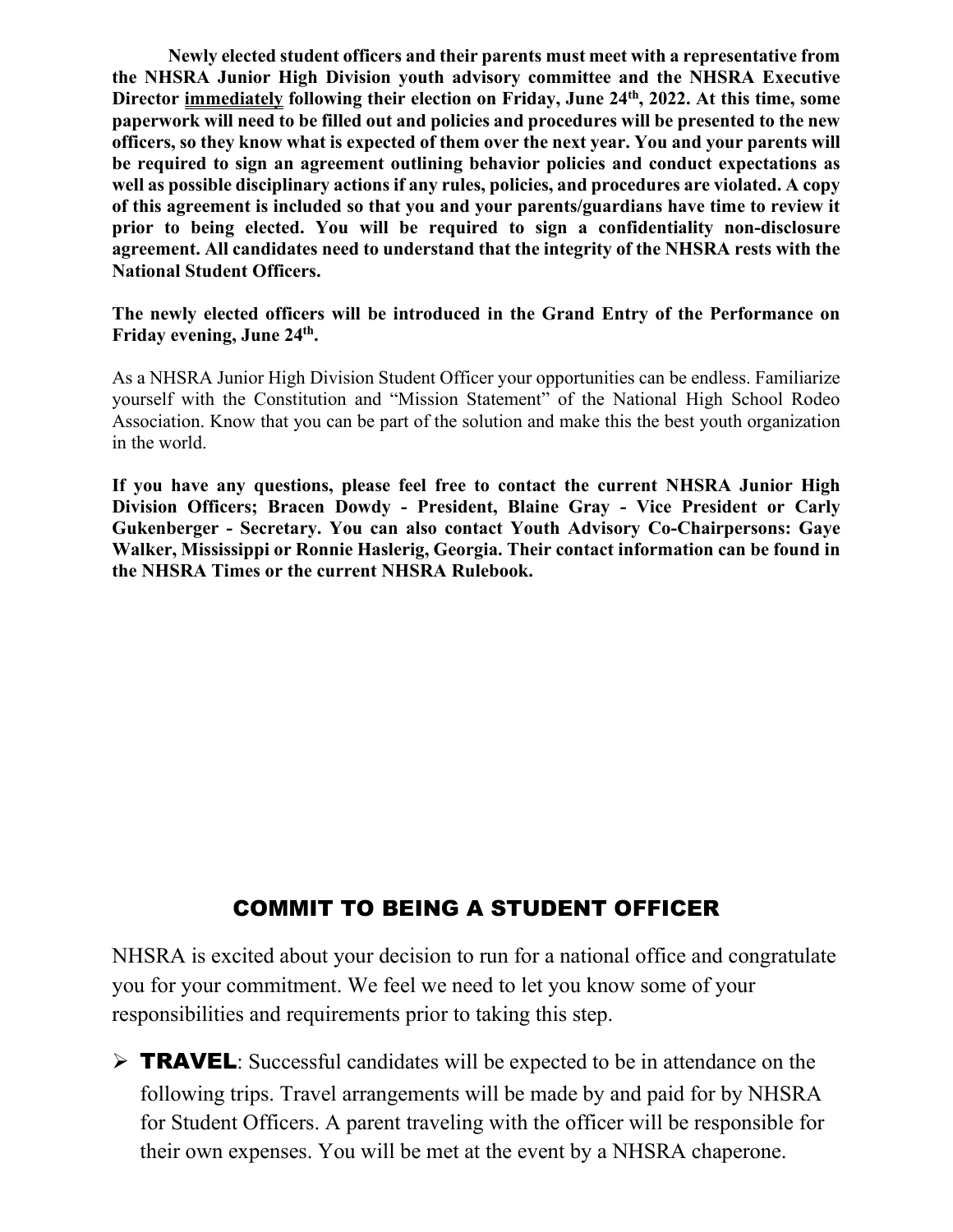**Newly elected student officers and their parents must meet with a representative from the NHSRA Junior High Division youth advisory committee and the NHSRA Executive Director <u>immediately</u> following their election on Friday, June 24th, 2022. At this time, some paperwork will need to be filled out and policies and procedures will be presented to the new officers, so they know what is expected of them over the next year. You and your parents will be required to sign an agreement outlining behavior policies and conduct expectations as well as possible disciplinary actions if any rules, policies, and procedures are violated. A copy of this agreement is included so that you and your parents/guardians have time to review it prior to being elected. You will be required to sign a confidentiality non-disclosure agreement. All candidates need to understand that the integrity of the NHSRA rests with the National Student Officers.**

**The newly elected officers will be introduced in the Grand Entry of the Performance on Friday evening, June 24th.**

As a NHSRA Junior High Division Student Officer your opportunities can be endless. Familiarize yourself with the Constitution and "Mission Statement" of the National High School Rodeo Association. Know that you can be part of the solution and make this the best youth organization in the world.

**If you have any questions, please feel free to contact the current NHSRA Junior High Division Officers; Bracen Dowdy - President, Blaine Gray - Vice President or Carly Gukenberger - Secretary. You can also contact Youth Advisory Co-Chairpersons: Gaye Walker, Mississippi or Ronnie Haslerig, Georgia. Their contact information can be found in the NHSRA Times or the current NHSRA Rulebook.**

## COMMIT TO BEING A STUDENT OFFICER

NHSRA is excited about your decision to run for a national office and congratulate you for your commitment. We feel we need to let you know some of your responsibilities and requirements prior to taking this step.

- **TRAVEL**: Successful candidates will be expected to be in attendance on the following trips. Travel arrangements will be made by and paid for by NHSRA for Student Officers. A parent traveling with the officer will be responsible for their own expenses. You will be met at the event by a NHSRA chaperone.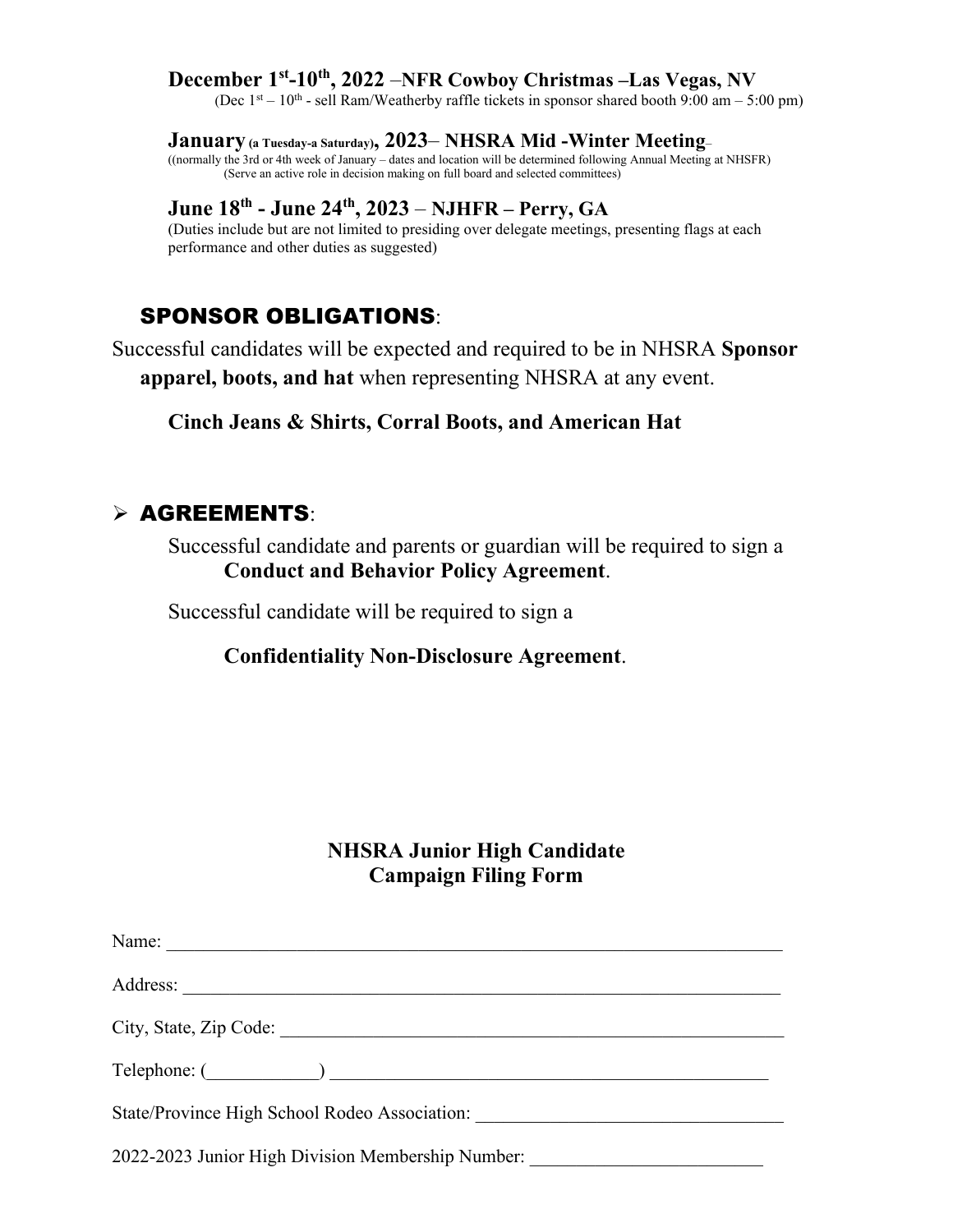**December 1st-10th, 2022 –NFR Cowboy Christmas –Las Vegas, NV**
(Dec 1st – 10th - sell Ram/Weatherby raffle tickets in sponsor shared booth 9:00 am – 5:00 pm)

**January (a Tuesday-a Saturday), 2023– NHSRA Mid -Winter Meeting–**
((normally the 3rd or 4th week of January – dates and location will be determined following Annual Meeting at NHSFR)
(Serve an active role in decision making on full board and selected committees)

**June 18th - June 24th, 2023 – NJHFR – Perry, GA**
(Duties include but are not limited to presiding over delegate meetings, presenting flags at each performance and other duties as suggested)

## SPONSOR OBLIGATIONS:

Successful candidates will be expected and required to be in NHSRA **Sponsor apparel, boots, and hat** when representing NHSRA at any event.

**Cinch Jeans & Shirts, Corral Boots, and American Hat**

## ➢ AGREEMENTS:

Successful candidate and parents or guardian will be required to sign a **Conduct and Behavior Policy Agreement**.

Successful candidate will be required to sign a

**Confidentiality Non-Disclosure Agreement**.

### NHSRA Junior High Candidate Campaign Filing Form

Name: ____________________________________________________________________

Address: __________________________________________________________________

City, State, Zip Code: _______________________________________________________

Telephone: (____________) _________________________________________________

State/Province High School Rodeo Association: _________________________________

2022-2023 Junior High Division Membership Number: _________________________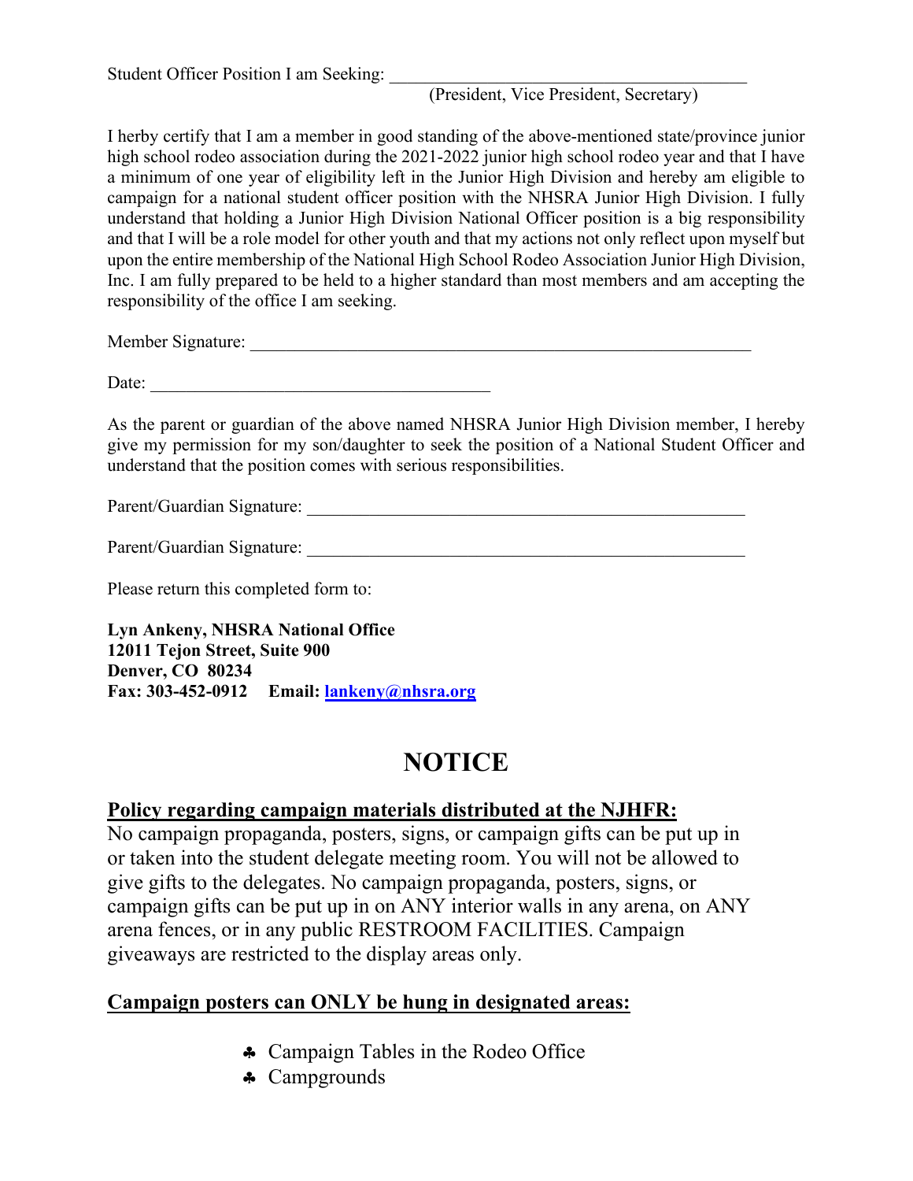Student Officer Position I am Seeking: _______________________________________

(President, Vice President, Secretary)

I herby certify that I am a member in good standing of the above-mentioned state/province junior high school rodeo association during the 2021-2022 junior high school rodeo year and that I have a minimum of one year of eligibility left in the Junior High Division and hereby am eligible to campaign for a national student officer position with the NHSRA Junior High Division. I fully understand that holding a Junior High Division National Officer position is a big responsibility and that I will be a role model for other youth and that my actions not only reflect upon myself but upon the entire membership of the National High School Rodeo Association Junior High Division, Inc. I am fully prepared to be held to a higher standard than most members and am accepting the responsibility of the office I am seeking.

Member Signature: _______________________________________________________

Date: _____________________________________

As the parent or guardian of the above named NHSRA Junior High Division member, I hereby give my permission for my son/daughter to seek the position of a National Student Officer and understand that the position comes with serious responsibilities.

Parent/Guardian Signature: ______________________________________________

Parent/Guardian Signature: ______________________________________________

Please return this completed form to:

**Lyn Ankeny, NHSRA National Office**
**12011 Tejon Street, Suite 900**
**Denver, CO 80234**
**Fax: 303-452-0912 Email: lankeny@nhsra.org**

# NOTICE

**Policy regarding campaign materials distributed at the NJHFR:**

No campaign propaganda, posters, signs, or campaign gifts can be put up in or taken into the student delegate meeting room. You will not be allowed to give gifts to the delegates. No campaign propaganda, posters, signs, or campaign gifts can be put up in on ANY interior walls in any arena, on ANY arena fences, or in any public RESTROOM FACILITIES. Campaign giveaways are restricted to the display areas only.

**Campaign posters can ONLY be hung in designated areas:**

- Campaign Tables in the Rodeo Office
- Campgrounds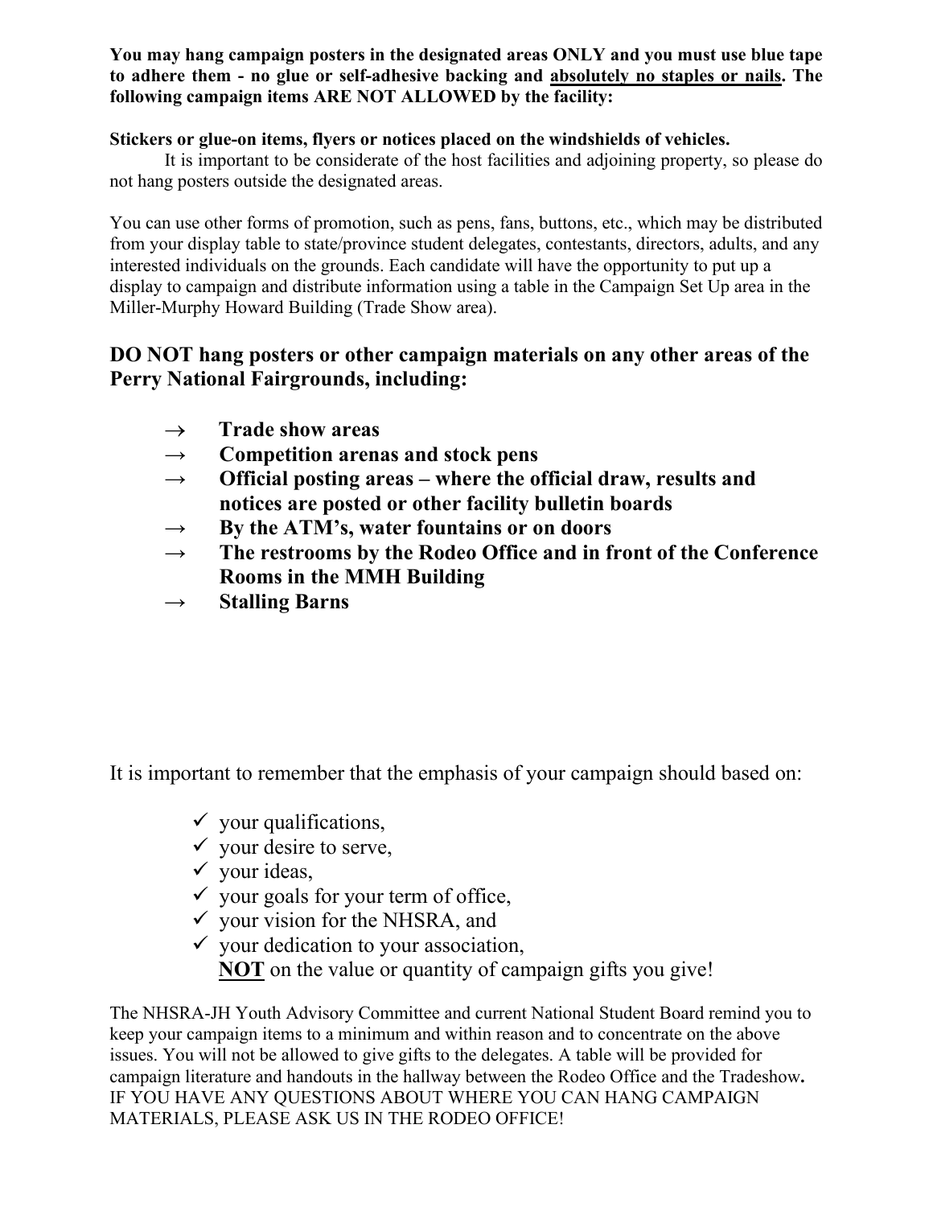**You may hang campaign posters in the designated areas ONLY and you must use blue tape to adhere them - no glue or self-adhesive backing and <u>absolutely no staples or nails</u>. The following campaign items ARE NOT ALLOWED by the facility:**

**Stickers or glue-on items, flyers or notices placed on the windshields of vehicles.**

It is important to be considerate of the host facilities and adjoining property, so please do not hang posters outside the designated areas.

You can use other forms of promotion, such as pens, fans, buttons, etc., which may be distributed from your display table to state/province student delegates, contestants, directors, adults, and any interested individuals on the grounds. Each candidate will have the opportunity to put up a display to campaign and distribute information using a table in the Campaign Set Up area in the Miller-Murphy Howard Building (Trade Show area).

**DO NOT hang posters or other campaign materials on any other areas of the Perry National Fairgrounds, including:**

- → **Trade show areas**
- → **Competition arenas and stock pens**
- → **Official posting areas – where the official draw, results and notices are posted or other facility bulletin boards**
- → **By the ATM's, water fountains or on doors**
- → **The restrooms by the Rodeo Office and in front of the Conference Rooms in the MMH Building**
- → **Stalling Barns**

It is important to remember that the emphasis of your campaign should based on:

- ✓ your qualifications,
- ✓ your desire to serve,
- ✓ your ideas,
- ✓ your goals for your term of office,
- ✓ your vision for the NHSRA, and
- ✓ your dedication to your association,

**<u>NOT</u>** on the value or quantity of campaign gifts you give!

The NHSRA-JH Youth Advisory Committee and current National Student Board remind you to keep your campaign items to a minimum and within reason and to concentrate on the above issues. You will not be allowed to give gifts to the delegates. A table will be provided for campaign literature and handouts in the hallway between the Rodeo Office and the Tradeshow**.**
IF YOU HAVE ANY QUESTIONS ABOUT WHERE YOU CAN HANG CAMPAIGN MATERIALS, PLEASE ASK US IN THE RODEO OFFICE!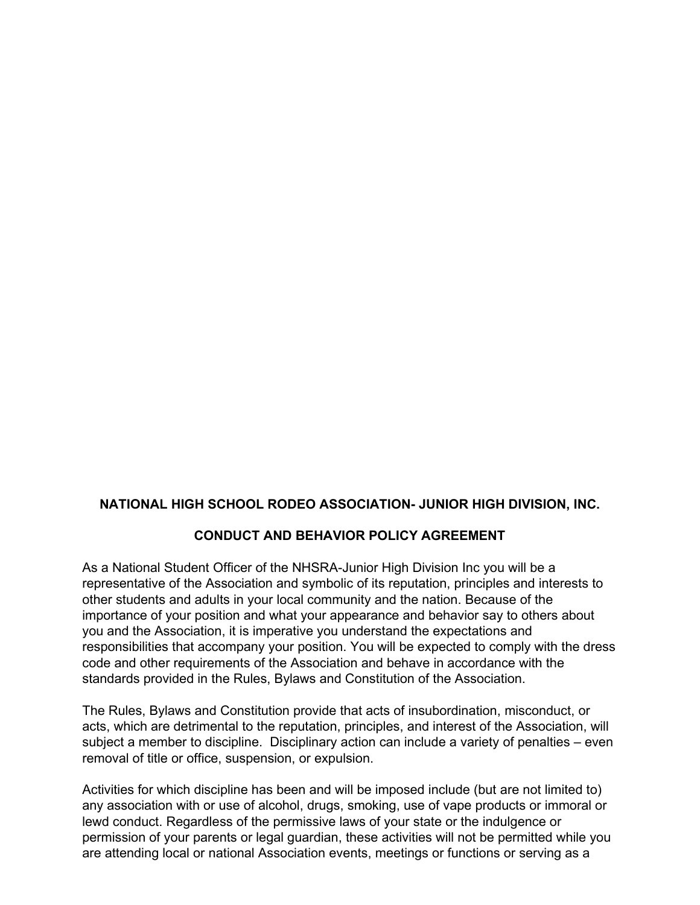**NATIONAL HIGH SCHOOL RODEO ASSOCIATION- JUNIOR HIGH DIVISION, INC.**

**CONDUCT AND BEHAVIOR POLICY AGREEMENT**

As a National Student Officer of the NHSRA-Junior High Division Inc you will be a representative of the Association and symbolic of its reputation, principles and interests to other students and adults in your local community and the nation. Because of the importance of your position and what your appearance and behavior say to others about you and the Association, it is imperative you understand the expectations and responsibilities that accompany your position. You will be expected to comply with the dress code and other requirements of the Association and behave in accordance with the standards provided in the Rules, Bylaws and Constitution of the Association.

The Rules, Bylaws and Constitution provide that acts of insubordination, misconduct, or acts, which are detrimental to the reputation, principles, and interest of the Association, will subject a member to discipline. Disciplinary action can include a variety of penalties – even removal of title or office, suspension, or expulsion.

Activities for which discipline has been and will be imposed include (but are not limited to) any association with or use of alcohol, drugs, smoking, use of vape products or immoral or lewd conduct. Regardless of the permissive laws of your state or the indulgence or permission of your parents or legal guardian, these activities will not be permitted while you are attending local or national Association events, meetings or functions or serving as a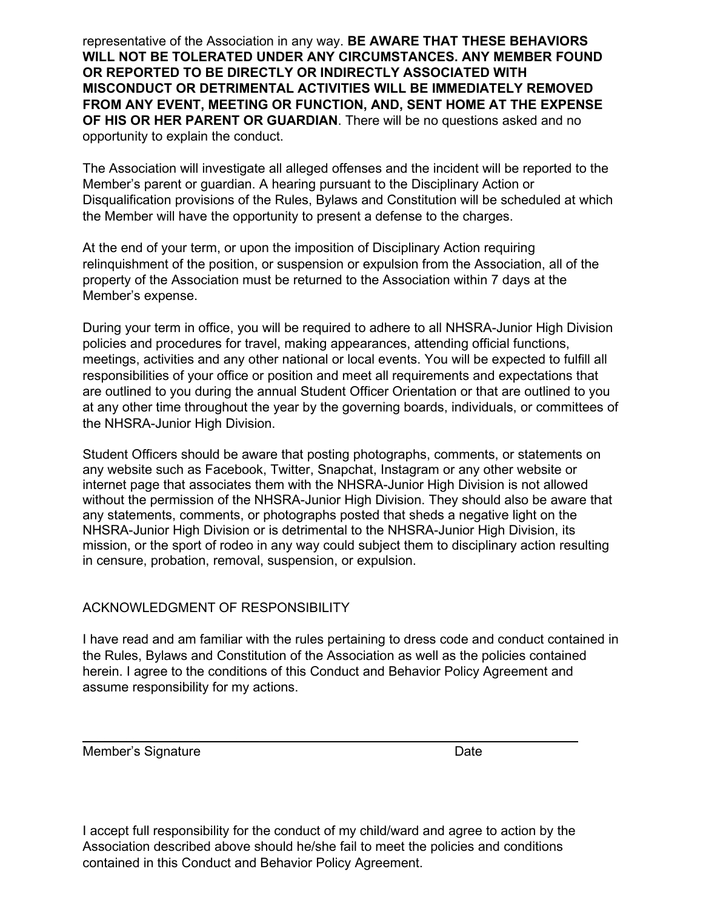representative of the Association in any way. **BE AWARE THAT THESE BEHAVIORS WILL NOT BE TOLERATED UNDER ANY CIRCUMSTANCES. ANY MEMBER FOUND OR REPORTED TO BE DIRECTLY OR INDIRECTLY ASSOCIATED WITH MISCONDUCT OR DETRIMENTAL ACTIVITIES WILL BE IMMEDIATELY REMOVED FROM ANY EVENT, MEETING OR FUNCTION, AND, SENT HOME AT THE EXPENSE OF HIS OR HER PARENT OR GUARDIAN**. There will be no questions asked and no opportunity to explain the conduct.

The Association will investigate all alleged offenses and the incident will be reported to the Member's parent or guardian. A hearing pursuant to the Disciplinary Action or Disqualification provisions of the Rules, Bylaws and Constitution will be scheduled at which the Member will have the opportunity to present a defense to the charges.

At the end of your term, or upon the imposition of Disciplinary Action requiring relinquishment of the position, or suspension or expulsion from the Association, all of the property of the Association must be returned to the Association within 7 days at the Member's expense.

During your term in office, you will be required to adhere to all NHSRA-Junior High Division policies and procedures for travel, making appearances, attending official functions, meetings, activities and any other national or local events. You will be expected to fulfill all responsibilities of your office or position and meet all requirements and expectations that are outlined to you during the annual Student Officer Orientation or that are outlined to you at any other time throughout the year by the governing boards, individuals, or committees of the NHSRA-Junior High Division.

Student Officers should be aware that posting photographs, comments, or statements on any website such as Facebook, Twitter, Snapchat, Instagram or any other website or internet page that associates them with the NHSRA-Junior High Division is not allowed without the permission of the NHSRA-Junior High Division. They should also be aware that any statements, comments, or photographs posted that sheds a negative light on the NHSRA-Junior High Division or is detrimental to the NHSRA-Junior High Division, its mission, or the sport of rodeo in any way could subject them to disciplinary action resulting in censure, probation, removal, suspension, or expulsion.

ACKNOWLEDGMENT OF RESPONSIBILITY

I have read and am familiar with the rules pertaining to dress code and conduct contained in the Rules, Bylaws and Constitution of the Association as well as the policies contained herein. I agree to the conditions of this Conduct and Behavior Policy Agreement and assume responsibility for my actions.

\_\_\_\_\_\_\_\_\_\_\_\_\_\_\_\_\_\_\_\_\_\_\_\_\_\_\_\_\_\_\_\_\_\_\_\_\_\_\_\_\_\_\_\_\_\_\_\_\_\_\_\_\_\_\_\_\_\_\_\_\_\_\_\_

Member's Signature                                                    Date

I accept full responsibility for the conduct of my child/ward and agree to action by the Association described above should he/she fail to meet the policies and conditions contained in this Conduct and Behavior Policy Agreement.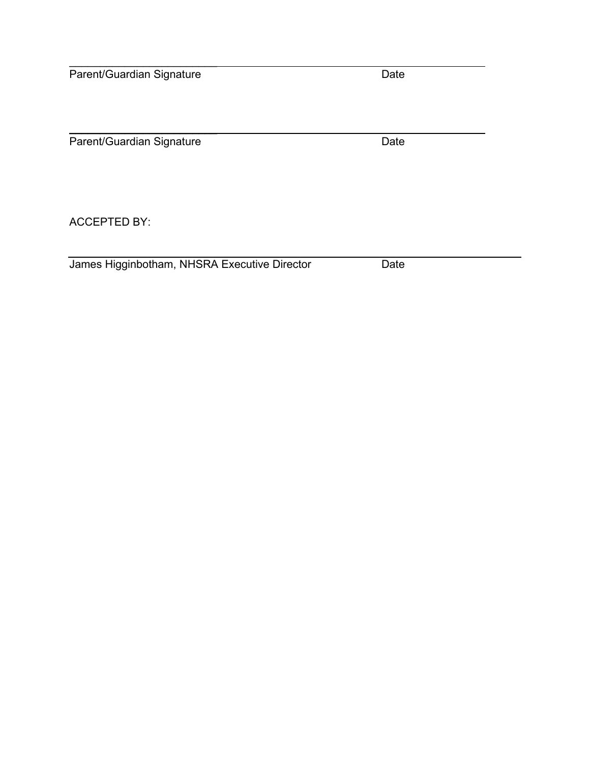\_\_\_\_\_\_\_\_\_\_\_\_\_\_\_\_\_\_\_\_\_\_\_\_\_\_\_\_\_\_\_\_\_\_\_\_\_\_\_\_\_\_\_\_\_\_\_\_\_\_\_\_\_\_\_\_\_\_\_\_

Parent/Guardian Signature                                        Date

\_\_\_\_\_\_\_\_\_\_\_\_\_\_\_\_\_\_\_\_\_\_\_\_\_\_\_\_\_\_\_\_\_\_\_\_\_\_\_\_\_\_\_\_\_\_\_\_\_\_\_\_\_\_\_\_\_\_\_\_

Parent/Guardian Signature                                        Date

ACCEPTED BY:

\_\_\_\_\_\_\_\_\_\_\_\_\_\_\_\_\_\_\_\_\_\_\_\_\_\_\_\_\_\_\_\_\_\_\_\_\_\_\_\_\_\_\_\_\_\_\_\_\_\_\_\_\_\_\_\_\_\_\_\_

James Higginbotham, NHSRA Executive Director                Date